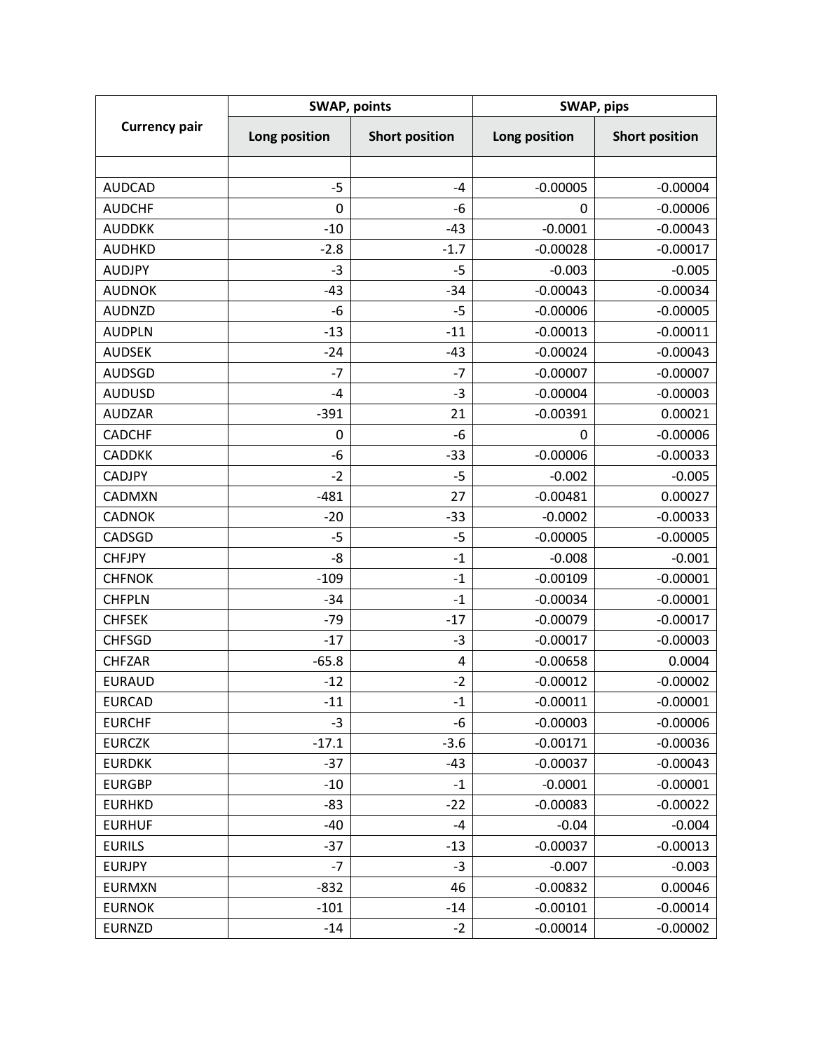| Currency pair | SWAP, points | | SWAP, pips | |
|---|---|---|---|---|
| | Long position | Short position | Long position | Short position |
| | | | | |
| AUDCAD | -5 | -4 | -0.00005 | -0.00004 |
| AUDCHF | 0 | -6 | 0 | -0.00006 |
| AUDDKK | -10 | -43 | -0.0001 | -0.00043 |
| AUDHKD | -2.8 | -1.7 | -0.00028 | -0.00017 |
| AUDJPY | -3 | -5 | -0.003 | -0.005 |
| AUDNOK | -43 | -34 | -0.00043 | -0.00034 |
| AUDNZD | -6 | -5 | -0.00006 | -0.00005 |
| AUDPLN | -13 | -11 | -0.00013 | -0.00011 |
| AUDSEK | -24 | -43 | -0.00024 | -0.00043 |
| AUDSGD | -7 | -7 | -0.00007 | -0.00007 |
| AUDUSD | -4 | -3 | -0.00004 | -0.00003 |
| AUDZAR | -391 | 21 | -0.00391 | 0.00021 |
| CADCHF | 0 | -6 | 0 | -0.00006 |
| CADDKK | -6 | -33 | -0.00006 | -0.00033 |
| CADJPY | -2 | -5 | -0.002 | -0.005 |
| CADMXN | -481 | 27 | -0.00481 | 0.00027 |
| CADNOK | -20 | -33 | -0.0002 | -0.00033 |
| CADSGD | -5 | -5 | -0.00005 | -0.00005 |
| CHFJPY | -8 | -1 | -0.008 | -0.001 |
| CHFNOK | -109 | -1 | -0.00109 | -0.00001 |
| CHFPLN | -34 | -1 | -0.00034 | -0.00001 |
| CHFSEK | -79 | -17 | -0.00079 | -0.00017 |
| CHFSGD | -17 | -3 | -0.00017 | -0.00003 |
| CHFZAR | -65.8 | 4 | -0.00658 | 0.0004 |
| EURAUD | -12 | -2 | -0.00012 | -0.00002 |
| EURCAD | -11 | -1 | -0.00011 | -0.00001 |
| EURCHF | -3 | -6 | -0.00003 | -0.00006 |
| EURCZK | -17.1 | -3.6 | -0.00171 | -0.00036 |
| EURDKK | -37 | -43 | -0.00037 | -0.00043 |
| EURGBP | -10 | -1 | -0.0001 | -0.00001 |
| EURHKD | -83 | -22 | -0.00083 | -0.00022 |
| EURHUF | -40 | -4 | -0.04 | -0.004 |
| EURILS | -37 | -13 | -0.00037 | -0.00013 |
| EURJPY | -7 | -3 | -0.007 | -0.003 |
| EURMXN | -832 | 46 | -0.00832 | 0.00046 |
| EURNOK | -101 | -14 | -0.00101 | -0.00014 |
| EURNZD | -14 | -2 | -0.00014 | -0.00002 |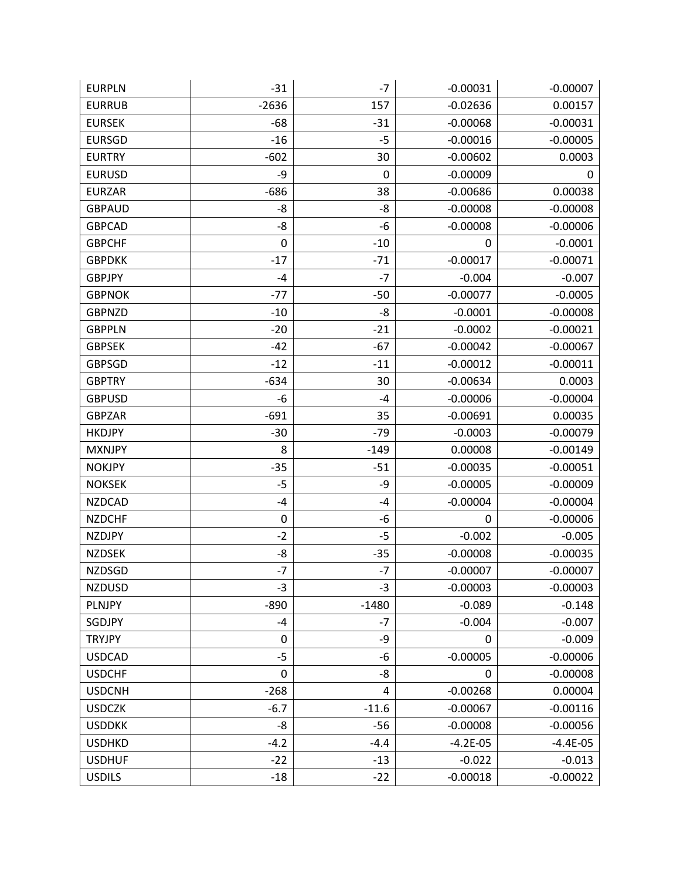| EURPLN | -31 | -7 | -0.00031 | -0.00007 |
|---|---|---|---|---|
| EURRUB | -2636 | 157 | -0.02636 | 0.00157 |
| EURSEK | -68 | -31 | -0.00068 | -0.00031 |
| EURSGD | -16 | -5 | -0.00016 | -0.00005 |
| EURTRY | -602 | 30 | -0.00602 | 0.0003 |
| EURUSD | -9 | 0 | -0.00009 | 0 |
| EURZAR | -686 | 38 | -0.00686 | 0.00038 |
| GBPAUD | -8 | -8 | -0.00008 | -0.00008 |
| GBPCAD | -8 | -6 | -0.00008 | -0.00006 |
| GBPCHF | 0 | -10 | 0 | -0.0001 |
| GBPDKK | -17 | -71 | -0.00017 | -0.00071 |
| GBPJPY | -4 | -7 | -0.004 | -0.007 |
| GBPNOK | -77 | -50 | -0.00077 | -0.0005 |
| GBPNZD | -10 | -8 | -0.0001 | -0.00008 |
| GBPPLN | -20 | -21 | -0.0002 | -0.00021 |
| GBPSEK | -42 | -67 | -0.00042 | -0.00067 |
| GBPSGD | -12 | -11 | -0.00012 | -0.00011 |
| GBPTRY | -634 | 30 | -0.00634 | 0.0003 |
| GBPUSD | -6 | -4 | -0.00006 | -0.00004 |
| GBPZAR | -691 | 35 | -0.00691 | 0.00035 |
| HKDJPY | -30 | -79 | -0.0003 | -0.00079 |
| MXNJPY | 8 | -149 | 0.00008 | -0.00149 |
| NOKJPY | -35 | -51 | -0.00035 | -0.00051 |
| NOKSEK | -5 | -9 | -0.00005 | -0.00009 |
| NZDCAD | -4 | -4 | -0.00004 | -0.00004 |
| NZDCHF | 0 | -6 | 0 | -0.00006 |
| NZDJPY | -2 | -5 | -0.002 | -0.005 |
| NZDSEK | -8 | -35 | -0.00008 | -0.00035 |
| NZDSGD | -7 | -7 | -0.00007 | -0.00007 |
| NZDUSD | -3 | -3 | -0.00003 | -0.00003 |
| PLNJPY | -890 | -1480 | -0.089 | -0.148 |
| SGDJPY | -4 | -7 | -0.004 | -0.007 |
| TRYJPY | 0 | -9 | 0 | -0.009 |
| USDCAD | -5 | -6 | -0.00005 | -0.00006 |
| USDCHF | 0 | -8 | 0 | -0.00008 |
| USDCNH | -268 | 4 | -0.00268 | 0.00004 |
| USDCZK | -6.7 | -11.6 | -0.00067 | -0.00116 |
| USDDKK | -8 | -56 | -0.00008 | -0.00056 |
| USDHKD | -4.2 | -4.4 | -4.2E-05 | -4.4E-05 |
| USDHUF | -22 | -13 | -0.022 | -0.013 |
| USDILS | -18 | -22 | -0.00018 | -0.00022 |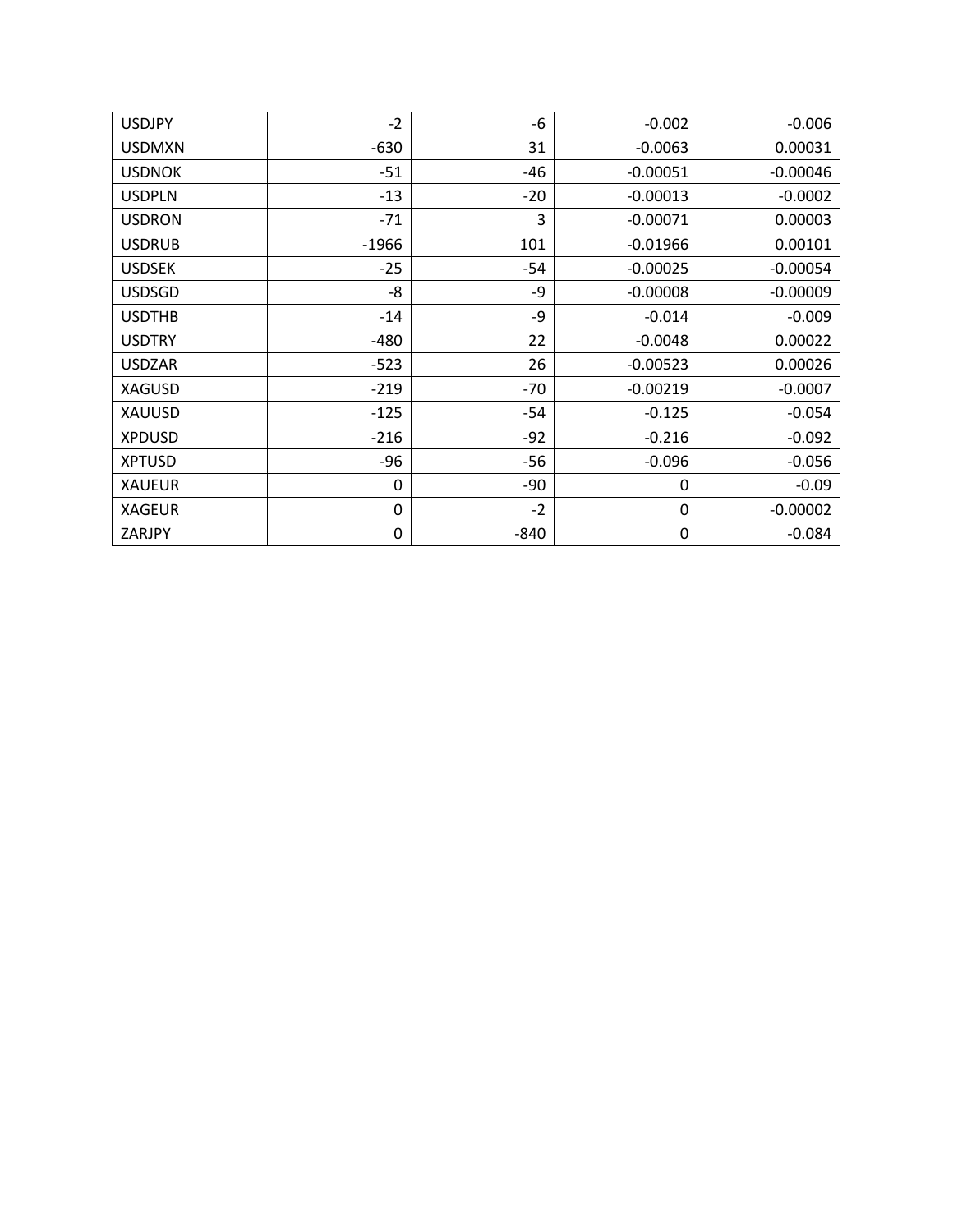| | | | | |
|---|---|---|---|---|
| USDJPY | -2 | -6 | -0.002 | -0.006 |
| USDMXN | -630 | 31 | -0.0063 | 0.00031 |
| USDNOK | -51 | -46 | -0.00051 | -0.00046 |
| USDPLN | -13 | -20 | -0.00013 | -0.0002 |
| USDRON | -71 | 3 | -0.00071 | 0.00003 |
| USDRUB | -1966 | 101 | -0.01966 | 0.00101 |
| USDSEK | -25 | -54 | -0.00025 | -0.00054 |
| USDSGD | -8 | -9 | -0.00008 | -0.00009 |
| USDTHB | -14 | -9 | -0.014 | -0.009 |
| USDTRY | -480 | 22 | -0.0048 | 0.00022 |
| USDZAR | -523 | 26 | -0.00523 | 0.00026 |
| XAGUSD | -219 | -70 | -0.00219 | -0.0007 |
| XAUUSD | -125 | -54 | -0.125 | -0.054 |
| XPDUSD | -216 | -92 | -0.216 | -0.092 |
| XPTUSD | -96 | -56 | -0.096 | -0.056 |
| XAUEUR | 0 | -90 | 0 | -0.09 |
| XAGEUR | 0 | -2 | 0 | -0.00002 |
| ZARJPY | 0 | -840 | 0 | -0.084 |